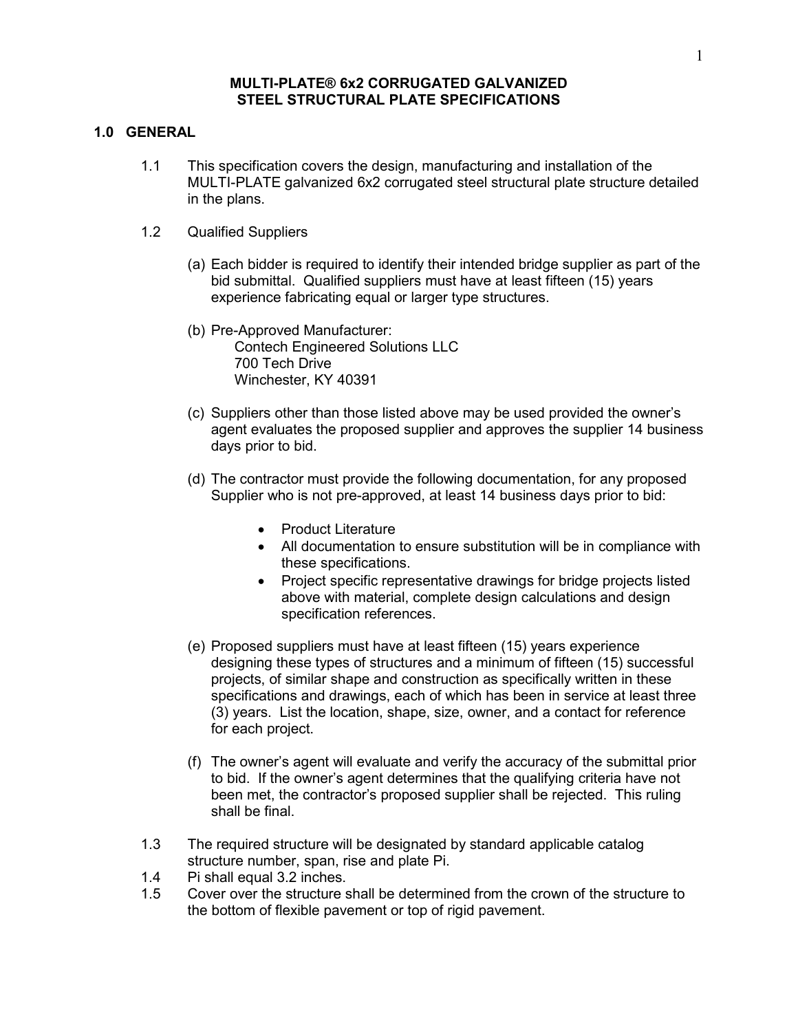# MULTI-PLATE® 6x2 CORRUGATED GALVANIZED STEEL STRUCTURAL PLATE SPECIFICATIONS

## 1.0 GENERAL

1.1 This specification covers the design, manufacturing and installation of the MULTI-PLATE galvanized 6x2 corrugated steel structural plate structure detailed in the plans.

1.2 Qualified Suppliers

(a) Each bidder is required to identify their intended bridge supplier as part of the bid submittal. Qualified suppliers must have at least fifteen (15) years experience fabricating equal or larger type structures.

(b) Pre-Approved Manufacturer:
Contech Engineered Solutions LLC
700 Tech Drive
Winchester, KY 40391

(c) Suppliers other than those listed above may be used provided the owner's agent evaluates the proposed supplier and approves the supplier 14 business days prior to bid.

(d) The contractor must provide the following documentation, for any proposed Supplier who is not pre-approved, at least 14 business days prior to bid:

- Product Literature
- All documentation to ensure substitution will be in compliance with these specifications.
- Project specific representative drawings for bridge projects listed above with material, complete design calculations and design specification references.

(e) Proposed suppliers must have at least fifteen (15) years experience designing these types of structures and a minimum of fifteen (15) successful projects, of similar shape and construction as specifically written in these specifications and drawings, each of which has been in service at least three (3) years. List the location, shape, size, owner, and a contact for reference for each project.

(f) The owner's agent will evaluate and verify the accuracy of the submittal prior to bid. If the owner's agent determines that the qualifying criteria have not been met, the contractor's proposed supplier shall be rejected. This ruling shall be final.

1.3 The required structure will be designated by standard applicable catalog structure number, span, rise and plate Pi.

1.4 Pi shall equal 3.2 inches.

1.5 Cover over the structure shall be determined from the crown of the structure to the bottom of flexible pavement or top of rigid pavement.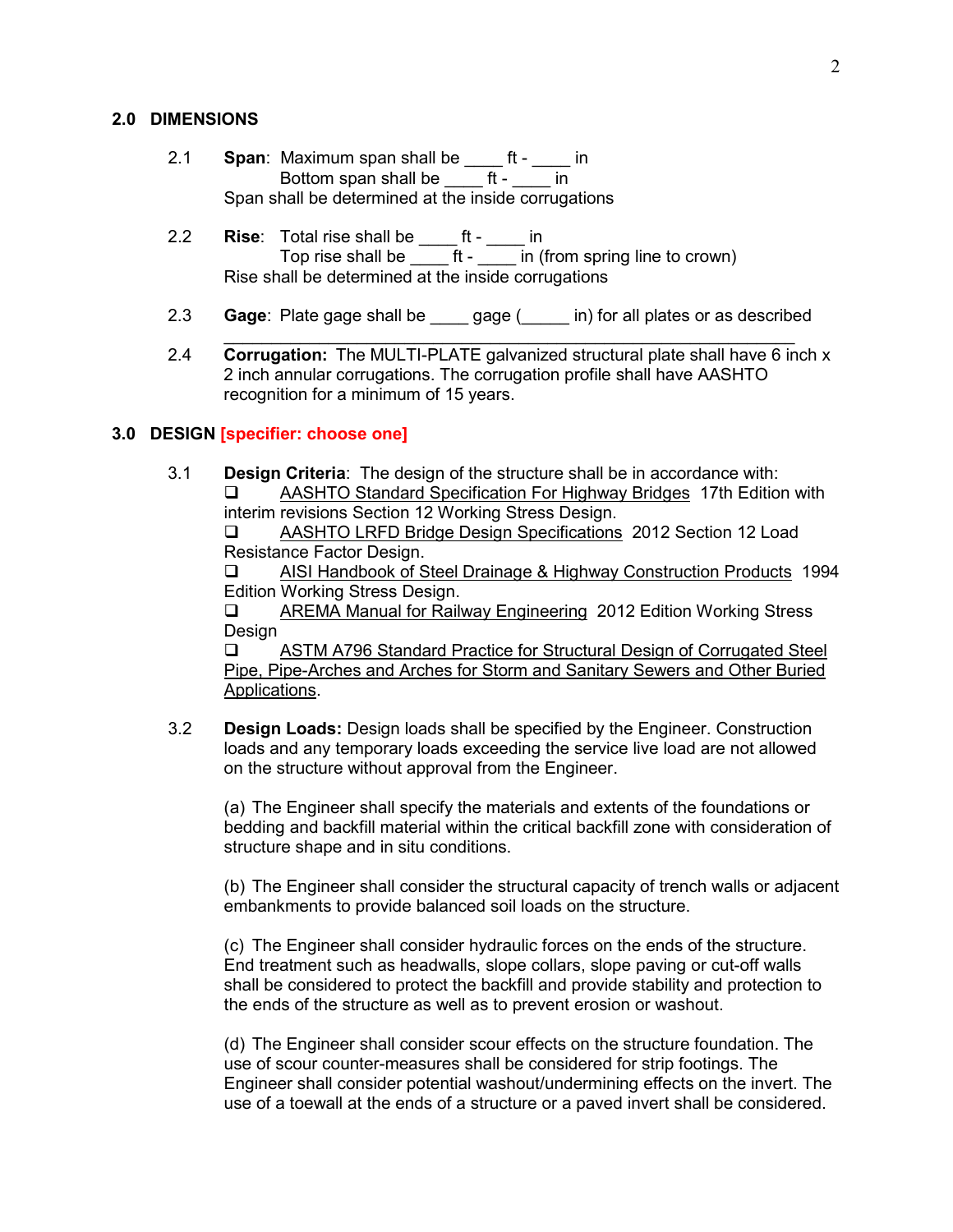## 2.0 DIMENSIONS

2.1 **Span**: Maximum span shall be ____ ft - ____ in
Bottom span shall be ____ ft - ____ in
Span shall be determined at the inside corrugations

2.2 **Rise**: Total rise shall be ____ ft - ____ in
Top rise shall be ____ ft - ____ in (from spring line to crown)
Rise shall be determined at the inside corrugations

2.3 **Gage**: Plate gage shall be ____ gage (_____ in) for all plates or as described
______________________________________________________________

2.4 **Corrugation:** The MULTI-PLATE galvanized structural plate shall have 6 inch x 2 inch annular corrugations. The corrugation profile shall have AASHTO recognition for a minimum of 15 years.

## 3.0 DESIGN [specifier: choose one]

3.1 **Design Criteria**: The design of the structure shall be in accordance with:

- ❑ AASHTO Standard Specification For Highway Bridges 17th Edition with interim revisions Section 12 Working Stress Design.
- ❑ AASHTO LRFD Bridge Design Specifications 2012 Section 12 Load Resistance Factor Design.
- ❑ AISI Handbook of Steel Drainage & Highway Construction Products 1994 Edition Working Stress Design.
- ❑ AREMA Manual for Railway Engineering 2012 Edition Working Stress Design
- ❑ ASTM A796 Standard Practice for Structural Design of Corrugated Steel Pipe, Pipe-Arches and Arches for Storm and Sanitary Sewers and Other Buried Applications.

3.2 **Design Loads:** Design loads shall be specified by the Engineer. Construction loads and any temporary loads exceeding the service live load are not allowed on the structure without approval from the Engineer.

(a) The Engineer shall specify the materials and extents of the foundations or bedding and backfill material within the critical backfill zone with consideration of structure shape and in situ conditions.

(b) The Engineer shall consider the structural capacity of trench walls or adjacent embankments to provide balanced soil loads on the structure.

(c) The Engineer shall consider hydraulic forces on the ends of the structure. End treatment such as headwalls, slope collars, slope paving or cut-off walls shall be considered to protect the backfill and provide stability and protection to the ends of the structure as well as to prevent erosion or washout.

(d) The Engineer shall consider scour effects on the structure foundation. The use of scour counter-measures shall be considered for strip footings. The Engineer shall consider potential washout/undermining effects on the invert. The use of a toewall at the ends of a structure or a paved invert shall be considered.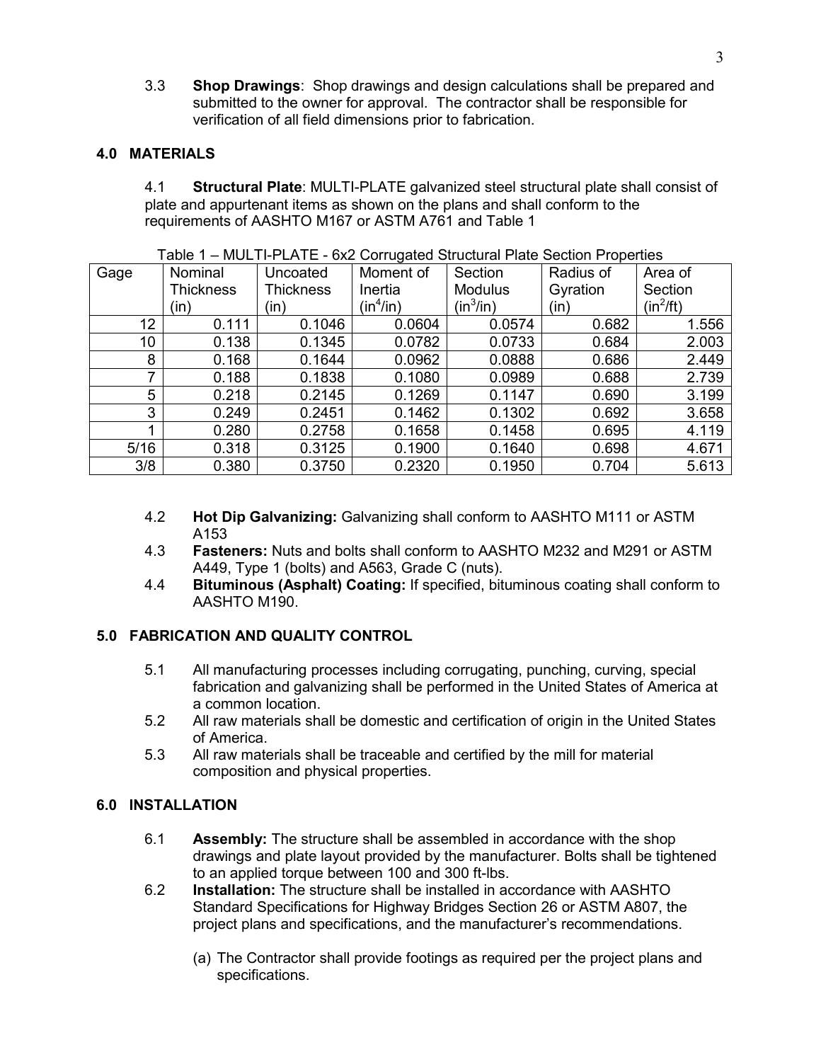3.3 **Shop Drawings**: Shop drawings and design calculations shall be prepared and submitted to the owner for approval. The contractor shall be responsible for verification of all field dimensions prior to fabrication.

## 4.0 MATERIALS

4.1 **Structural Plate**: MULTI-PLATE galvanized steel structural plate shall consist of plate and appurtenant items as shown on the plans and shall conform to the requirements of AASHTO M167 or ASTM A761 and Table 1

Table 1 – MULTI-PLATE - 6x2 Corrugated Structural Plate Section Properties

| Gage | Nominal Thickness (in) | Uncoated Thickness (in) | Moment of Inertia ($in^4/in$) | Section Modulus ($in^3/in$) | Radius of Gyration (in) | Area of Section ($in^2/ft$) |
|---|---|---|---|---|---|---|
| 12 | 0.111 | 0.1046 | 0.0604 | 0.0574 | 0.682 | 1.556 |
| 10 | 0.138 | 0.1345 | 0.0782 | 0.0733 | 0.684 | 2.003 |
| 8 | 0.168 | 0.1644 | 0.0962 | 0.0888 | 0.686 | 2.449 |
| 7 | 0.188 | 0.1838 | 0.1080 | 0.0989 | 0.688 | 2.739 |
| 5 | 0.218 | 0.2145 | 0.1269 | 0.1147 | 0.690 | 3.199 |
| 3 | 0.249 | 0.2451 | 0.1462 | 0.1302 | 0.692 | 3.658 |
| 1 | 0.280 | 0.2758 | 0.1658 | 0.1458 | 0.695 | 4.119 |
| 5/16 | 0.318 | 0.3125 | 0.1900 | 0.1640 | 0.698 | 4.671 |
| 3/8 | 0.380 | 0.3750 | 0.2320 | 0.1950 | 0.704 | 5.613 |

4.2 **Hot Dip Galvanizing:** Galvanizing shall conform to AASHTO M111 or ASTM A153

4.3 **Fasteners:** Nuts and bolts shall conform to AASHTO M232 and M291 or ASTM A449, Type 1 (bolts) and A563, Grade C (nuts).

4.4 **Bituminous (Asphalt) Coating:** If specified, bituminous coating shall conform to AASHTO M190.

## 5.0 FABRICATION AND QUALITY CONTROL

5.1 All manufacturing processes including corrugating, punching, curving, special fabrication and galvanizing shall be performed in the United States of America at a common location.

5.2 All raw materials shall be domestic and certification of origin in the United States of America.

5.3 All raw materials shall be traceable and certified by the mill for material composition and physical properties.

## 6.0 INSTALLATION

6.1 **Assembly:** The structure shall be assembled in accordance with the shop drawings and plate layout provided by the manufacturer. Bolts shall be tightened to an applied torque between 100 and 300 ft-lbs.

6.2 **Installation:** The structure shall be installed in accordance with AASHTO Standard Specifications for Highway Bridges Section 26 or ASTM A807, the project plans and specifications, and the manufacturer's recommendations.

(a) The Contractor shall provide footings as required per the project plans and specifications.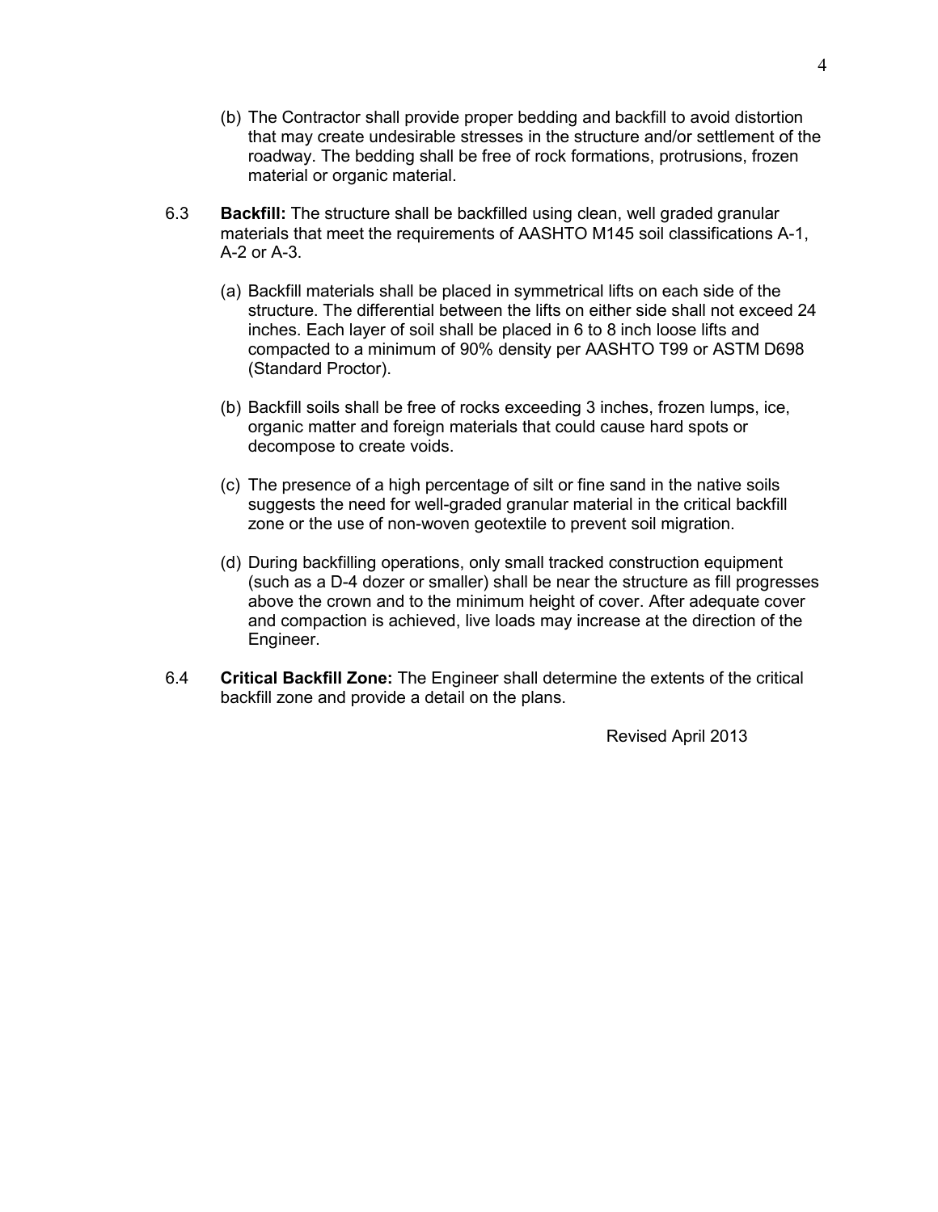(b) The Contractor shall provide proper bedding and backfill to avoid distortion that may create undesirable stresses in the structure and/or settlement of the roadway. The bedding shall be free of rock formations, protrusions, frozen material or organic material.

6.3 **Backfill:** The structure shall be backfilled using clean, well graded granular materials that meet the requirements of AASHTO M145 soil classifications A-1, A-2 or A-3.

(a) Backfill materials shall be placed in symmetrical lifts on each side of the structure. The differential between the lifts on either side shall not exceed 24 inches. Each layer of soil shall be placed in 6 to 8 inch loose lifts and compacted to a minimum of 90% density per AASHTO T99 or ASTM D698 (Standard Proctor).

(b) Backfill soils shall be free of rocks exceeding 3 inches, frozen lumps, ice, organic matter and foreign materials that could cause hard spots or decompose to create voids.

(c) The presence of a high percentage of silt or fine sand in the native soils suggests the need for well-graded granular material in the critical backfill zone or the use of non-woven geotextile to prevent soil migration.

(d) During backfilling operations, only small tracked construction equipment (such as a D-4 dozer or smaller) shall be near the structure as fill progresses above the crown and to the minimum height of cover. After adequate cover and compaction is achieved, live loads may increase at the direction of the Engineer.

6.4 **Critical Backfill Zone:** The Engineer shall determine the extents of the critical backfill zone and provide a detail on the plans.

Revised April 2013